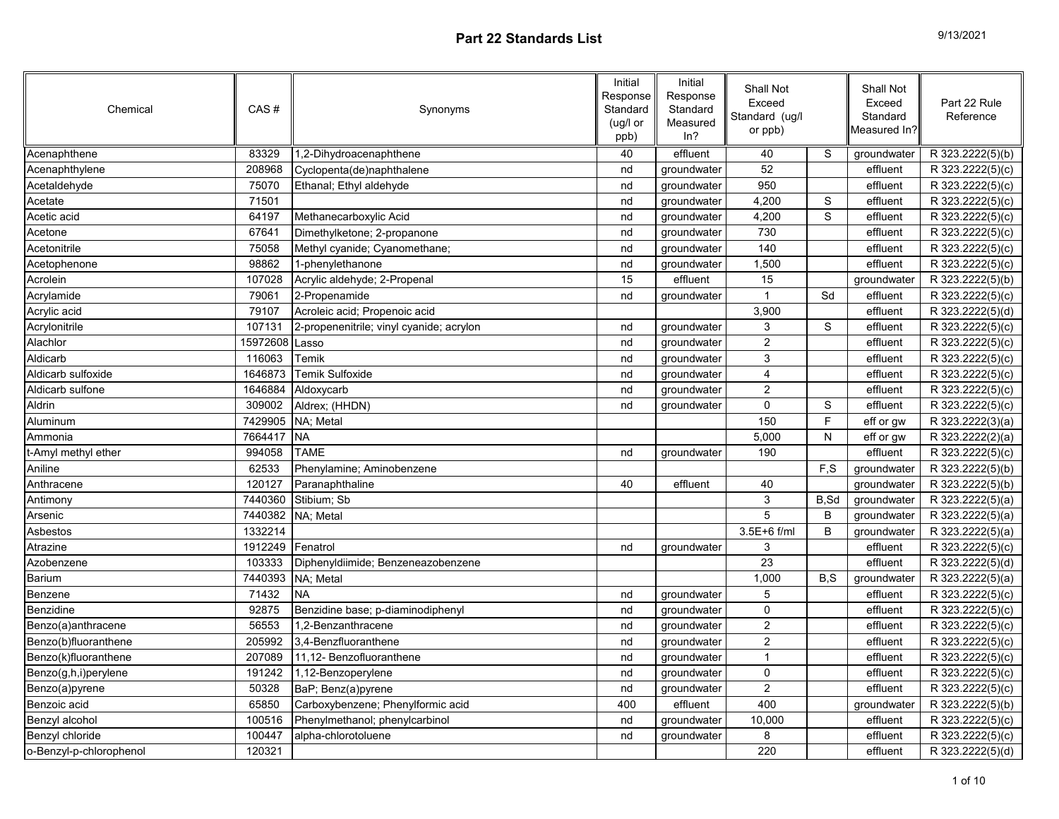# Part 22 Standards List

9/13/2021

| Chemical | CAS # | Synonyms | Initial Response Standard (ug/l or ppb) | Initial Response Standard Measured In? | Shall Not Exceed Standard (ug/l or ppb) | | Shall Not Exceed Standard Measured In? | Part 22 Rule Reference |
|---|---|---|---|---|---|---|---|---|
| Acenaphthene | 83329 | 1,2-Dihydroacenaphthene | 40 | effluent | 40 | S | groundwater | R 323.2222(5)(b) |
| Acenaphthylene | 208968 | Cyclopenta(de)naphthalene | nd | groundwater | 52 | | effluent | R 323.2222(5)(c) |
| Acetaldehyde | 75070 | Ethanal; Ethyl aldehyde | nd | groundwater | 950 | | effluent | R 323.2222(5)(c) |
| Acetate | 71501 | | nd | groundwater | 4,200 | S | effluent | R 323.2222(5)(c) |
| Acetic acid | 64197 | Methanecarboxylic Acid | nd | groundwater | 4,200 | S | effluent | R 323.2222(5)(c) |
| Acetone | 67641 | Dimethylketone; 2-propanone | nd | groundwater | 730 | | effluent | R 323.2222(5)(c) |
| Acetonitrile | 75058 | Methyl cyanide; Cyanomethane; | nd | groundwater | 140 | | effluent | R 323.2222(5)(c) |
| Acetophenone | 98862 | 1-phenylethanone | nd | groundwater | 1,500 | | effluent | R 323.2222(5)(c) |
| Acrolein | 107028 | Acrylic aldehyde; 2-Propenal | 15 | effluent | 15 | | groundwater | R 323.2222(5)(b) |
| Acrylamide | 79061 | 2-Propenamide | nd | groundwater | 1 | Sd | effluent | R 323.2222(5)(c) |
| Acrylic acid | 79107 | Acroleic acid; Propenoic acid | | | 3,900 | | effluent | R 323.2222(5)(d) |
| Acrylonitrile | 107131 | 2-propenenitrile; vinyl cyanide; acrylon | nd | groundwater | 3 | S | effluent | R 323.2222(5)(c) |
| Alachlor | 15972608 | Lasso | nd | groundwater | 2 | | effluent | R 323.2222(5)(c) |
| Aldicarb | 116063 | Temik | nd | groundwater | 3 | | effluent | R 323.2222(5)(c) |
| Aldicarb sulfoxide | 1646873 | Temik Sulfoxide | nd | groundwater | 4 | | effluent | R 323.2222(5)(c) |
| Aldicarb sulfone | 1646884 | Aldoxycarb | nd | groundwater | 2 | | effluent | R 323.2222(5)(c) |
| Aldrin | 309002 | Aldrex; (HHDN) | nd | groundwater | 0 | S | effluent | R 323.2222(5)(c) |
| Aluminum | 7429905 | NA; Metal | | | 150 | F | eff or gw | R 323.2222(3)(a) |
| Ammonia | 7664417 | NA | | | 5,000 | N | eff or gw | R 323.2222(2)(a) |
| t-Amyl methyl ether | 994058 | TAME | nd | groundwater | 190 | | effluent | R 323.2222(5)(c) |
| Aniline | 62533 | Phenylamine; Aminobenzene | | | | F,S | groundwater | R 323.2222(5)(b) |
| Anthracene | 120127 | Paranaphthaline | 40 | effluent | 40 | | groundwater | R 323.2222(5)(b) |
| Antimony | 7440360 | Stibium; Sb | | | 3 | B,Sd | groundwater | R 323.2222(5)(a) |
| Arsenic | 7440382 | NA; Metal | | | 5 | B | groundwater | R 323.2222(5)(a) |
| Asbestos | 1332214 | | | | 3.5E+6 f/ml | B | groundwater | R 323.2222(5)(a) |
| Atrazine | 1912249 | Fenatrol | nd | groundwater | 3 | | effluent | R 323.2222(5)(c) |
| Azobenzene | 103333 | Diphenyldiimide; Benzeneazobenzene | | | 23 | | effluent | R 323.2222(5)(d) |
| Barium | 7440393 | NA; Metal | | | 1,000 | B,S | groundwater | R 323.2222(5)(a) |
| Benzene | 71432 | NA | nd | groundwater | 5 | | effluent | R 323.2222(5)(c) |
| Benzidine | 92875 | Benzidine base; p-diaminodiphenyl | nd | groundwater | 0 | | effluent | R 323.2222(5)(c) |
| Benzo(a)anthracene | 56553 | 1,2-Benzanthracene | nd | groundwater | 2 | | effluent | R 323.2222(5)(c) |
| Benzo(b)fluoranthene | 205992 | 3,4-Benzfluoranthene | nd | groundwater | 2 | | effluent | R 323.2222(5)(c) |
| Benzo(k)fluoranthene | 207089 | 11,12- Benzofluoranthene | nd | groundwater | 1 | | effluent | R 323.2222(5)(c) |
| Benzo(g,h,i)perylene | 191242 | 1,12-Benzoperylene | nd | groundwater | 0 | | effluent | R 323.2222(5)(c) |
| Benzo(a)pyrene | 50328 | BaP; Benz(a)pyrene | nd | groundwater | 2 | | effluent | R 323.2222(5)(c) |
| Benzoic acid | 65850 | Carboxybenzene; Phenylformic acid | 400 | effluent | 400 | | groundwater | R 323.2222(5)(b) |
| Benzyl alcohol | 100516 | Phenylmethanol; phenylcarbinol | nd | groundwater | 10,000 | | effluent | R 323.2222(5)(c) |
| Benzyl chloride | 100447 | alpha-chlorotoluene | nd | groundwater | 8 | | effluent | R 323.2222(5)(c) |
| o-Benzyl-p-chlorophenol | 120321 | | | | 220 | | effluent | R 323.2222(5)(d) |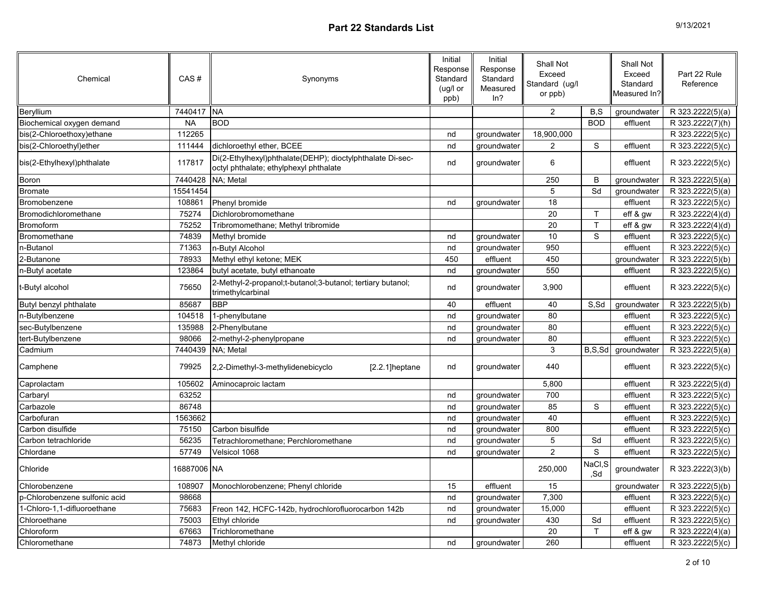# Part 22 Standards List

9/13/2021

| Chemical | CAS # | Synonyms | Initial Response Standard (ug/l or ppb) | Initial Response Standard Measured In? | Shall Not Exceed Standard (ug/l or ppb) | | Shall Not Exceed Standard Measured In? | Part 22 Rule Reference |
|---|---|---|---|---|---|---|---|---|
| Beryllium | 7440417 | NA | | | 2 | B,S | groundwater | R 323.2222(5)(a) |
| Biochemical oxygen demand | NA | BOD | | | | BOD | effluent | R 323.2222(7)(h) |
| bis(2-Chloroethoxy)ethane | 112265 | | nd | groundwater | 18,900,000 | | | R 323.2222(5)(c) |
| bis(2-Chloroethyl)ether | 111444 | dichloroethyl ether, BCEE | nd | groundwater | 2 | S | effluent | R 323.2222(5)(c) |
| bis(2-Ethylhexyl)phthalate | 117817 | Di(2-Ethylhexyl)phthalate(DEHP); dioctylphthalate Di-sec-octyl phthalate; ethylphexyl phthalate | nd | groundwater | 6 | | effluent | R 323.2222(5)(c) |
| Boron | 7440428 | NA; Metal | | | 250 | B | groundwater | R 323.2222(5)(a) |
| Bromate | 15541454 | | | | 5 | Sd | groundwater | R 323.2222(5)(a) |
| Bromobenzene | 108861 | Phenyl bromide | nd | groundwater | 18 | | effluent | R 323.2222(5)(c) |
| Bromodichloromethane | 75274 | Dichlorobromomethane | | | 20 | T | eff & gw | R 323.2222(4)(d) |
| Bromoform | 75252 | Tribromomethane; Methyl tribromide | | | 20 | T | eff & gw | R 323.2222(4)(d) |
| Bromomethane | 74839 | Methyl bromide | nd | groundwater | 10 | S | effluent | R 323.2222(5)(c) |
| n-Butanol | 71363 | n-Butyl Alcohol | nd | groundwater | 950 | | effluent | R 323.2222(5)(c) |
| 2-Butanone | 78933 | Methyl ethyl ketone; MEK | 450 | effluent | 450 | | groundwater | R 323.2222(5)(b) |
| n-Butyl acetate | 123864 | butyl acetate, butyl ethanoate | nd | groundwater | 550 | | effluent | R 323.2222(5)(c) |
| t-Butyl alcohol | 75650 | 2-Methyl-2-propanol;t-butanol;3-butanol; tertiary butanol; trimethylcarbinal | nd | groundwater | 3,900 | | effluent | R 323.2222(5)(c) |
| Butyl benzyl phthalate | 85687 | BBP | 40 | effluent | 40 | S,Sd | groundwater | R 323.2222(5)(b) |
| n-Butylbenzene | 104518 | 1-phenylbutane | nd | groundwater | 80 | | effluent | R 323.2222(5)(c) |
| sec-Butylbenzene | 135988 | 2-Phenylbutane | nd | groundwater | 80 | | effluent | R 323.2222(5)(c) |
| tert-Butylbenzene | 98066 | 2-methyl-2-phenylpropane | nd | groundwater | 80 | | effluent | R 323.2222(5)(c) |
| Cadmium | 7440439 | NA; Metal | | | 3 | B,S,Sd | groundwater | R 323.2222(5)(a) |
| Camphene | 79925 | 2,2-Dimethyl-3-methylidenebicyclo [2.2.1]heptane | nd | groundwater | 440 | | effluent | R 323.2222(5)(c) |
| Caprolactam | 105602 | Aminocaproic lactam | | | 5,800 | | effluent | R 323.2222(5)(d) |
| Carbaryl | 63252 | | nd | groundwater | 700 | | effluent | R 323.2222(5)(c) |
| Carbazole | 86748 | | nd | groundwater | 85 | S | effluent | R 323.2222(5)(c) |
| Carbofuran | 1563662 | | nd | groundwater | 40 | | effluent | R 323.2222(5)(c) |
| Carbon disulfide | 75150 | Carbon bisulfide | nd | groundwater | 800 | | effluent | R 323.2222(5)(c) |
| Carbon tetrachloride | 56235 | Tetrachloromethane; Perchloromethane | nd | groundwater | 5 | Sd | effluent | R 323.2222(5)(c) |
| Chlordane | 57749 | Velsicol 1068 | nd | groundwater | 2 | S | effluent | R 323.2222(5)(c) |
| Chloride | 16887006 | NA | | | 250,000 | NaCl,S,Sd | groundwater | R 323.2222(3)(b) |
| Chlorobenzene | 108907 | Monochlorobenzene; Phenyl chloride | 15 | effluent | 15 | | groundwater | R 323.2222(5)(b) |
| p-Chlorobenzene sulfonic acid | 98668 | | nd | groundwater | 7,300 | | effluent | R 323.2222(5)(c) |
| 1-Chloro-1,1-difluoroethane | 75683 | Freon 142, HCFC-142b, hydrochlorofluorocarbon 142b | nd | groundwater | 15,000 | | effluent | R 323.2222(5)(c) |
| Chloroethane | 75003 | Ethyl chloride | nd | groundwater | 430 | Sd | effluent | R 323.2222(5)(c) |
| Chloroform | 67663 | Trichloromethane | | | 20 | T | eff & gw | R 323.2222(4)(a) |
| Chloromethane | 74873 | Methyl chloride | nd | groundwater | 260 | | effluent | R 323.2222(5)(c) |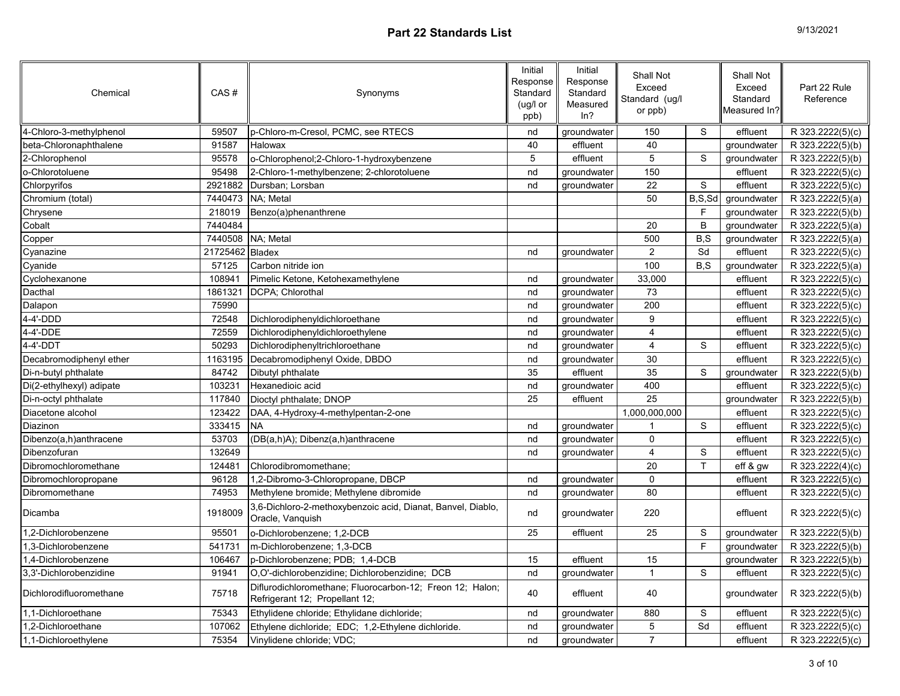## Part 22 Standards List

| Chemical | CAS # | Synonyms | Initial Response Standard (ug/l or ppb) | Initial Response Standard Measured In? | Shall Not Exceed Standard (ug/l or ppb) | | Shall Not Exceed Standard Measured In? | Part 22 Rule Reference |
|---|---|---|---|---|---|---|---|---|
| 4-Chloro-3-methylphenol | 59507 | p-Chloro-m-Cresol, PCMC, see RTECS | nd | groundwater | 150 | S | effluent | R 323.2222(5)(c) |
| beta-Chloronaphthalene | 91587 | Halowax | 40 | effluent | 40 | | groundwater | R 323.2222(5)(b) |
| 2-Chlorophenol | 95578 | o-Chlorophenol;2-Chloro-1-hydroxybenzene | 5 | effluent | 5 | S | groundwater | R 323.2222(5)(b) |
| o-Chlorotoluene | 95498 | 2-Chloro-1-methylbenzene; 2-chlorotoluene | nd | groundwater | 150 | | effluent | R 323.2222(5)(c) |
| Chlorpyrifos | 2921882 | Dursban; Lorsban | nd | groundwater | 22 | S | effluent | R 323.2222(5)(c) |
| Chromium (total) | 7440473 | NA; Metal | | | 50 | B,S,Sd | groundwater | R 323.2222(5)(a) |
| Chrysene | 218019 | Benzo(a)phenanthrene | | | | F | groundwater | R 323.2222(5)(b) |
| Cobalt | 7440484 | | | | 20 | B | groundwater | R 323.2222(5)(a) |
| Copper | 7440508 | NA; Metal | | | 500 | B,S | groundwater | R 323.2222(5)(a) |
| Cyanazine | 21725462 | Bladex | nd | groundwater | 2 | Sd | effluent | R 323.2222(5)(c) |
| Cyanide | 57125 | Carbon nitride ion | | | 100 | B,S | groundwater | R 323.2222(5)(a) |
| Cyclohexanone | 108941 | Pimelic Ketone, Ketohexamethylene | nd | groundwater | 33,000 | | effluent | R 323.2222(5)(c) |
| Dacthal | 1861321 | DCPA; Chlorothal | nd | groundwater | 73 | | effluent | R 323.2222(5)(c) |
| Dalapon | 75990 | | nd | groundwater | 200 | | effluent | R 323.2222(5)(c) |
| 4-4'-DDD | 72548 | Dichlorodiphenyldichloroethane | nd | groundwater | 9 | | effluent | R 323.2222(5)(c) |
| 4-4'-DDE | 72559 | Dichlorodiphenyldichloroethylene | nd | groundwater | 4 | | effluent | R 323.2222(5)(c) |
| 4-4'-DDT | 50293 | Dichlorodiphenyltrichloroethane | nd | groundwater | 4 | S | effluent | R 323.2222(5)(c) |
| Decabromodiphenyl ether | 1163195 | Decabromodiphenyl Oxide, DBDO | nd | groundwater | 30 | | effluent | R 323.2222(5)(c) |
| Di-n-butyl phthalate | 84742 | Dibutyl phthalate | 35 | effluent | 35 | S | groundwater | R 323.2222(5)(b) |
| Di(2-ethylhexyl) adipate | 103231 | Hexanedioic acid | nd | groundwater | 400 | | effluent | R 323.2222(5)(c) |
| Di-n-octyl phthalate | 117840 | Dioctyl phthalate; DNOP | 25 | effluent | 25 | | groundwater | R 323.2222(5)(b) |
| Diacetone alcohol | 123422 | DAA, 4-Hydroxy-4-methylpentan-2-one | | | 1,000,000,000 | | effluent | R 323.2222(5)(c) |
| Diazinon | 333415 | NA | nd | groundwater | 1 | S | effluent | R 323.2222(5)(c) |
| Dibenzo(a,h)anthracene | 53703 | (DB(a,h)A); Dibenz(a,h)anthracene | nd | groundwater | 0 | | effluent | R 323.2222(5)(c) |
| Dibenzofuran | 132649 | | nd | groundwater | 4 | S | effluent | R 323.2222(5)(c) |
| Dibromochloromethane | 124481 | Chlorodibromomethane; | | | 20 | T | eff & gw | R 323.2222(4)(c) |
| Dibromochloropropane | 96128 | 1,2-Dibromo-3-Chloropropane, DBCP | nd | groundwater | 0 | | effluent | R 323.2222(5)(c) |
| Dibromomethane | 74953 | Methylene bromide; Methylene dibromide | nd | groundwater | 80 | | effluent | R 323.2222(5)(c) |
| Dicamba | 1918009 | 3,6-Dichloro-2-methoxybenzoic acid, Dianat, Banvel, Diablo, Oracle, Vanquish | nd | groundwater | 220 | | effluent | R 323.2222(5)(c) |
| 1,2-Dichlorobenzene | 95501 | o-Dichlorobenzene; 1,2-DCB | 25 | effluent | 25 | S | groundwater | R 323.2222(5)(b) |
| 1,3-Dichlorobenzene | 541731 | m-Dichlorobenzene; 1,3-DCB | | | | F | groundwater | R 323.2222(5)(b) |
| 1,4-Dichlorobenzene | 106467 | p-Dichlorobenzene; PDB; 1,4-DCB | 15 | effluent | 15 | | groundwater | R 323.2222(5)(b) |
| 3,3'-Dichlorobenzidine | 91941 | O,O'-dichlorobenzidine; Dichlorobenzidine; DCB | nd | groundwater | 1 | S | effluent | R 323.2222(5)(c) |
| Dichlorodifluoromethane | 75718 | Diflurodichloromethane; Fluorocarbon-12; Freon 12; Halon; Refrigerant 12; Propellant 12; | 40 | effluent | 40 | | groundwater | R 323.2222(5)(b) |
| 1,1-Dichloroethane | 75343 | Ethylidene chloride; Ethylidane dichloride; | nd | groundwater | 880 | S | effluent | R 323.2222(5)(c) |
| 1,2-Dichloroethane | 107062 | Ethylene dichloride; EDC; 1,2-Ethylene dichloride. | nd | groundwater | 5 | Sd | effluent | R 323.2222(5)(c) |
| 1,1-Dichloroethylene | 75354 | Vinylidene chloride; VDC; | nd | groundwater | 7 | | effluent | R 323.2222(5)(c) |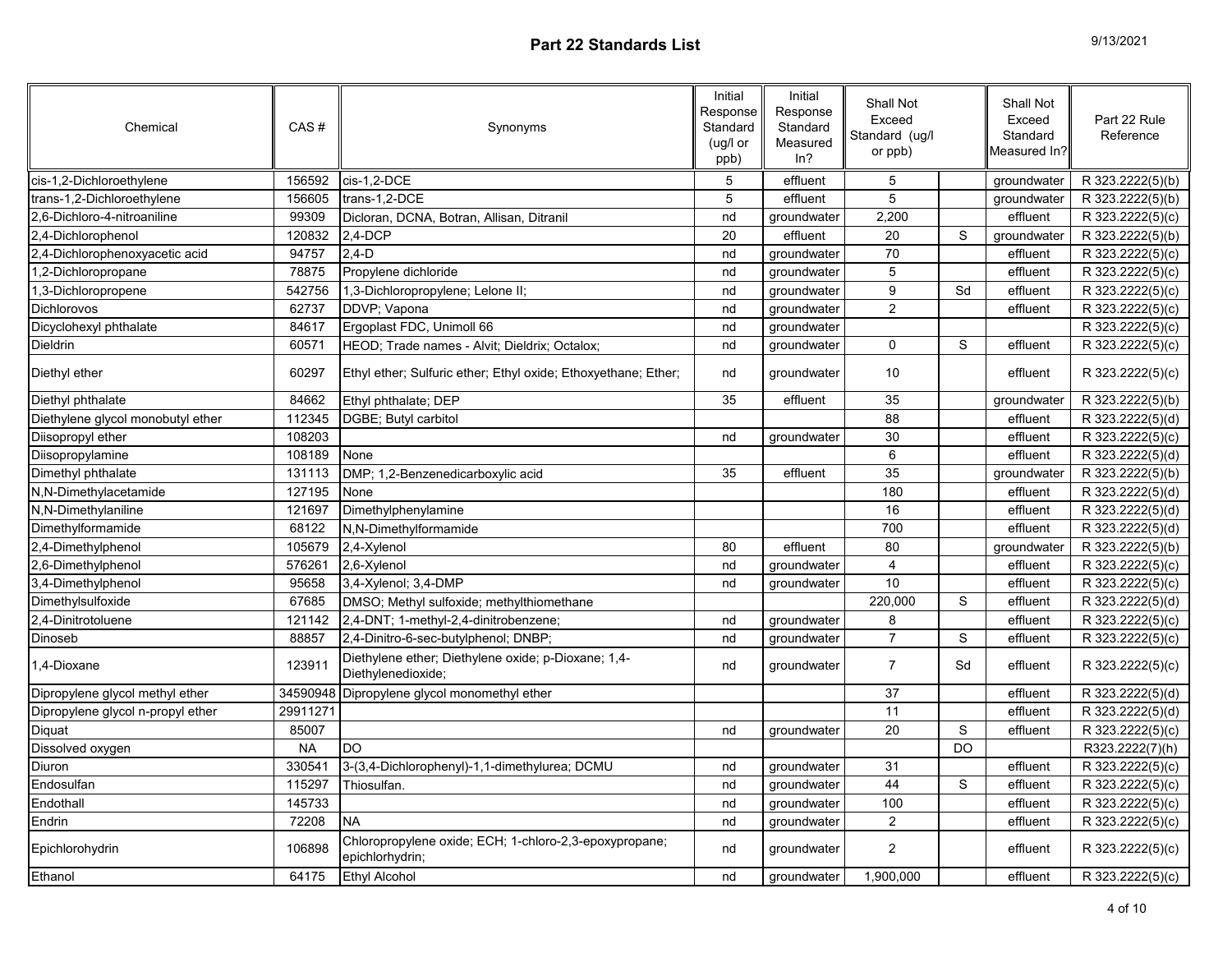# Part 22 Standards List

| Chemical | CAS # | Synonyms | Initial Response Standard (ug/l or ppb) | Initial Response Standard Measured In? | Shall Not Exceed Standard (ug/l or ppb) | | Shall Not Exceed Standard Measured In? | Part 22 Rule Reference |
|---|---|---|---|---|---|---|---|---|
| cis-1,2-Dichloroethylene | 156592 | cis-1,2-DCE | 5 | effluent | 5 | | groundwater | R 323.2222(5)(b) |
| trans-1,2-Dichloroethylene | 156605 | trans-1,2-DCE | 5 | effluent | 5 | | groundwater | R 323.2222(5)(b) |
| 2,6-Dichloro-4-nitroaniline | 99309 | Dicloran, DCNA, Botran, Allisan, Ditranil | nd | groundwater | 2,200 | | effluent | R 323.2222(5)(c) |
| 2,4-Dichlorophenol | 120832 | 2,4-DCP | 20 | effluent | 20 | S | groundwater | R 323.2222(5)(b) |
| 2,4-Dichlorophenoxyacetic acid | 94757 | 2,4-D | nd | groundwater | 70 | | effluent | R 323.2222(5)(c) |
| 1,2-Dichloropropane | 78875 | Propylene dichloride | nd | groundwater | 5 | | effluent | R 323.2222(5)(c) |
| 1,3-Dichloropropene | 542756 | 1,3-Dichloropropylene; Lelone II; | nd | groundwater | 9 | Sd | effluent | R 323.2222(5)(c) |
| Dichlorovos | 62737 | DDVP; Vapona | nd | groundwater | 2 | | effluent | R 323.2222(5)(c) |
| Dicyclohexyl phthalate | 84617 | Ergoplast FDC, Unimoll 66 | nd | groundwater | | | | R 323.2222(5)(c) |
| Dieldrin | 60571 | HEOD; Trade names - Alvit; Dieldrix; Octalox; | nd | groundwater | 0 | S | effluent | R 323.2222(5)(c) |
| Diethyl ether | 60297 | Ethyl ether; Sulfuric ether; Ethyl oxide; Ethoxyethane; Ether; | nd | groundwater | 10 | | effluent | R 323.2222(5)(c) |
| Diethyl phthalate | 84662 | Ethyl phthalate; DEP | 35 | effluent | 35 | | groundwater | R 323.2222(5)(b) |
| Diethylene glycol monobutyl ether | 112345 | DGBE; Butyl carbitol | | | 88 | | effluent | R 323.2222(5)(d) |
| Diisopropyl ether | 108203 | | nd | groundwater | 30 | | effluent | R 323.2222(5)(c) |
| Diisopropylamine | 108189 | None | | | 6 | | effluent | R 323.2222(5)(d) |
| Dimethyl phthalate | 131113 | DMP; 1,2-Benzenedicarboxylic acid | 35 | effluent | 35 | | groundwater | R 323.2222(5)(b) |
| N,N-Dimethylacetamide | 127195 | None | | | 180 | | effluent | R 323.2222(5)(d) |
| N,N-Dimethylaniline | 121697 | Dimethylphenylamine | | | 16 | | effluent | R 323.2222(5)(d) |
| Dimethylformamide | 68122 | N,N-Dimethylformamide | | | 700 | | effluent | R 323.2222(5)(d) |
| 2,4-Dimethylphenol | 105679 | 2,4-Xylenol | 80 | effluent | 80 | | groundwater | R 323.2222(5)(b) |
| 2,6-Dimethylphenol | 576261 | 2,6-Xylenol | nd | groundwater | 4 | | effluent | R 323.2222(5)(c) |
| 3,4-Dimethylphenol | 95658 | 3,4-Xylenol; 3,4-DMP | nd | groundwater | 10 | | effluent | R 323.2222(5)(c) |
| Dimethylsulfoxide | 67685 | DMSO; Methyl sulfoxide; methylthiomethane | | | 220,000 | S | effluent | R 323.2222(5)(d) |
| 2,4-Dinitrotoluene | 121142 | 2,4-DNT; 1-methyl-2,4-dinitrobenzene; | nd | groundwater | 8 | | effluent | R 323.2222(5)(c) |
| Dinoseb | 88857 | 2,4-Dinitro-6-sec-butylphenol; DNBP; | nd | groundwater | 7 | S | effluent | R 323.2222(5)(c) |
| 1,4-Dioxane | 123911 | Diethylene ether; Diethylene oxide; p-Dioxane; 1,4-Diethylenedioxide; | nd | groundwater | 7 | Sd | effluent | R 323.2222(5)(c) |
| Dipropylene glycol methyl ether | 34590948 | Dipropylene glycol monomethyl ether | | | 37 | | effluent | R 323.2222(5)(d) |
| Dipropylene glycol n-propyl ether | 29911271 | | | | 11 | | effluent | R 323.2222(5)(d) |
| Diquat | 85007 | | nd | groundwater | 20 | S | effluent | R 323.2222(5)(c) |
| Dissolved oxygen | NA | DO | | | | DO | | R323.2222(7)(h) |
| Diuron | 330541 | 3-(3,4-Dichlorophenyl)-1,1-dimethylurea; DCMU | nd | groundwater | 31 | | effluent | R 323.2222(5)(c) |
| Endosulfan | 115297 | Thiosulfan. | nd | groundwater | 44 | S | effluent | R 323.2222(5)(c) |
| Endothall | 145733 | | nd | groundwater | 100 | | effluent | R 323.2222(5)(c) |
| Endrin | 72208 | NA | nd | groundwater | 2 | | effluent | R 323.2222(5)(c) |
| Epichlorohydrin | 106898 | Chloropropylene oxide; ECH; 1-chloro-2,3-epoxypropane; epichlorhydrin; | nd | groundwater | 2 | | effluent | R 323.2222(5)(c) |
| Ethanol | 64175 | Ethyl Alcohol | nd | groundwater | 1,900,000 | | effluent | R 323.2222(5)(c) |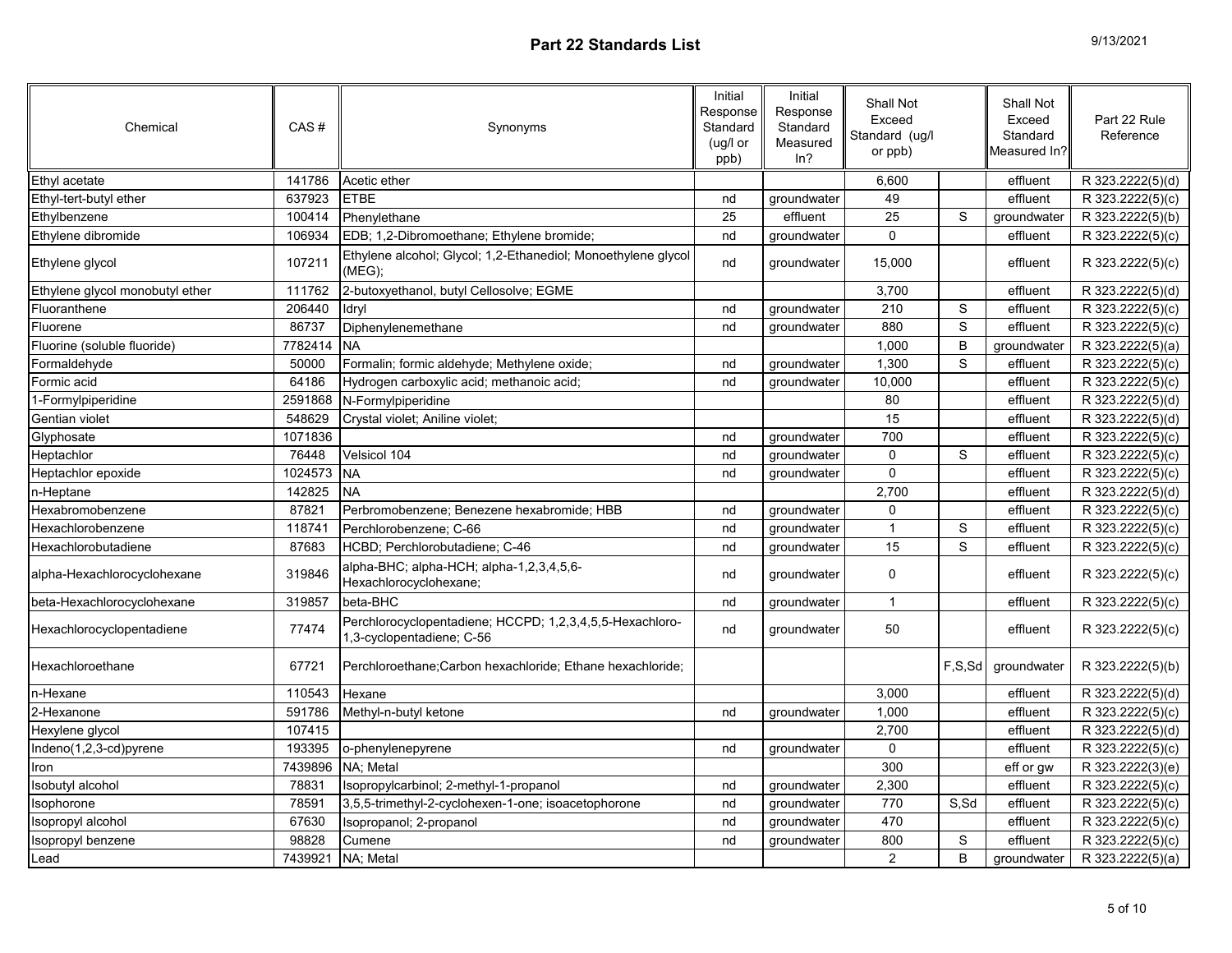# Part 22 Standards List

9/13/2021

| Chemical | CAS # | Synonyms | Initial Response Standard (ug/l or ppb) | Initial Response Standard Measured In? | Shall Not Exceed Standard (ug/l or ppb) | | Shall Not Exceed Standard Measured In? | Part 22 Rule Reference |
|---|---|---|---|---|---|---|---|---|
| Ethyl acetate | 141786 | Acetic ether | | | 6,600 | | effluent | R 323.2222(5)(d) |
| Ethyl-tert-butyl ether | 637923 | ETBE | nd | groundwater | 49 | | effluent | R 323.2222(5)(c) |
| Ethylbenzene | 100414 | Phenylethane | 25 | effluent | 25 | S | groundwater | R 323.2222(5)(b) |
| Ethylene dibromide | 106934 | EDB; 1,2-Dibromoethane; Ethylene bromide; | nd | groundwater | 0 | | effluent | R 323.2222(5)(c) |
| Ethylene glycol | 107211 | Ethylene alcohol; Glycol; 1,2-Ethanediol; Monoethylene glycol (MEG); | nd | groundwater | 15,000 | | effluent | R 323.2222(5)(c) |
| Ethylene glycol monobutyl ether | 111762 | 2-butoxyethanol, butyl Cellosolve; EGME | | | 3,700 | | effluent | R 323.2222(5)(d) |
| Fluoranthene | 206440 | Idryl | nd | groundwater | 210 | S | effluent | R 323.2222(5)(c) |
| Fluorene | 86737 | Diphenylenemethane | nd | groundwater | 880 | S | effluent | R 323.2222(5)(c) |
| Fluorine (soluble fluoride) | 7782414 | NA | | | 1,000 | B | groundwater | R 323.2222(5)(a) |
| Formaldehyde | 50000 | Formalin; formic aldehyde; Methylene oxide; | nd | groundwater | 1,300 | S | effluent | R 323.2222(5)(c) |
| Formic acid | 64186 | Hydrogen carboxylic acid; methanoic acid; | nd | groundwater | 10,000 | | effluent | R 323.2222(5)(c) |
| 1-Formylpiperidine | 2591868 | N-Formylpiperidine | | | 80 | | effluent | R 323.2222(5)(d) |
| Gentian violet | 548629 | Crystal violet; Aniline violet; | | | 15 | | effluent | R 323.2222(5)(d) |
| Glyphosate | 1071836 | | nd | groundwater | 700 | | effluent | R 323.2222(5)(c) |
| Heptachlor | 76448 | Velsicol 104 | nd | groundwater | 0 | S | effluent | R 323.2222(5)(c) |
| Heptachlor epoxide | 1024573 | NA | nd | groundwater | 0 | | effluent | R 323.2222(5)(c) |
| n-Heptane | 142825 | NA | | | 2,700 | | effluent | R 323.2222(5)(d) |
| Hexabromobenzene | 87821 | Perbromobenzene; Benezene hexabromide; HBB | nd | groundwater | 0 | | effluent | R 323.2222(5)(c) |
| Hexachlorobenzene | 118741 | Perchlorobenzene; C-66 | nd | groundwater | 1 | S | effluent | R 323.2222(5)(c) |
| Hexachlorobutadiene | 87683 | HCBD; Perchlorobutadiene; C-46 | nd | groundwater | 15 | S | effluent | R 323.2222(5)(c) |
| alpha-Hexachlorocyclohexane | 319846 | alpha-BHC; alpha-HCH; alpha-1,2,3,4,5,6-Hexachlorocyclohexane; | nd | groundwater | 0 | | effluent | R 323.2222(5)(c) |
| beta-Hexachlorocyclohexane | 319857 | beta-BHC | nd | groundwater | 1 | | effluent | R 323.2222(5)(c) |
| Hexachlorocyclopentadiene | 77474 | Perchlorocyclopentadiene; HCCPD; 1,2,3,4,5,5-Hexachloro-1,3-cyclopentadiene; C-56 | nd | groundwater | 50 | | effluent | R 323.2222(5)(c) |
| Hexachloroethane | 67721 | Perchloroethane;Carbon hexachloride; Ethane hexachloride; | | | | F,S,Sd | groundwater | R 323.2222(5)(b) |
| n-Hexane | 110543 | Hexane | | | 3,000 | | effluent | R 323.2222(5)(d) |
| 2-Hexanone | 591786 | Methyl-n-butyl ketone | nd | groundwater | 1,000 | | effluent | R 323.2222(5)(c) |
| Hexylene glycol | 107415 | | | | 2,700 | | effluent | R 323.2222(5)(d) |
| Indeno(1,2,3-cd)pyrene | 193395 | o-phenylenepyrene | nd | groundwater | 0 | | effluent | R 323.2222(5)(c) |
| Iron | 7439896 | NA; Metal | | | 300 | | eff or gw | R 323.2222(3)(e) |
| Isobutyl alcohol | 78831 | Isopropylcarbinol; 2-methyl-1-propanol | nd | groundwater | 2,300 | | effluent | R 323.2222(5)(c) |
| Isophorone | 78591 | 3,5,5-trimethyl-2-cyclohexen-1-one; isoacetophorone | nd | groundwater | 770 | S,Sd | effluent | R 323.2222(5)(c) |
| Isopropyl alcohol | 67630 | Isopropanol; 2-propanol | nd | groundwater | 470 | | effluent | R 323.2222(5)(c) |
| Isopropyl benzene | 98828 | Cumene | nd | groundwater | 800 | S | effluent | R 323.2222(5)(c) |
| Lead | 7439921 | NA; Metal | | | 2 | B | groundwater | R 323.2222(5)(a) |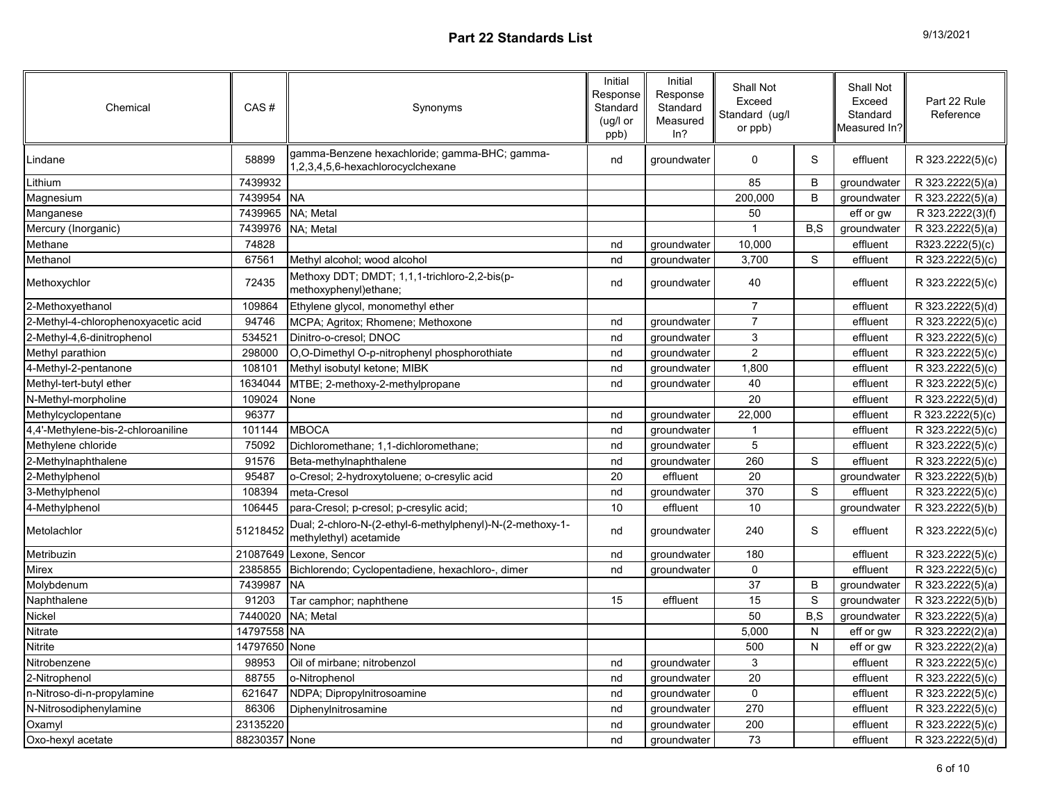# Part 22 Standards List

| Chemical | CAS # | Synonyms | Initial Response Standard (ug/l or ppb) | Initial Response Standard Measured In? | Shall Not Exceed Standard (ug/l or ppb) | | Shall Not Exceed Standard Measured In? | Part 22 Rule Reference |
|---|---|---|---|---|---|---|---|---|
| Lindane | 58899 | gamma-Benzene hexachloride; gamma-BHC; gamma-1,2,3,4,5,6-hexachlorocyclchexane | nd | groundwater | 0 | S | effluent | R 323.2222(5)(c) |
| Lithium | 7439932 | | | | 85 | B | groundwater | R 323.2222(5)(a) |
| Magnesium | 7439954 | NA | | | 200,000 | B | groundwater | R 323.2222(5)(a) |
| Manganese | 7439965 | NA; Metal | | | 50 | | eff or gw | R 323.2222(3)(f) |
| Mercury (Inorganic) | 7439976 | NA; Metal | | | 1 | B,S | groundwater | R 323.2222(5)(a) |
| Methane | 74828 | | nd | groundwater | 10,000 | | effluent | R323.2222(5)(c) |
| Methanol | 67561 | Methyl alcohol; wood alcohol | nd | groundwater | 3,700 | S | effluent | R 323.2222(5)(c) |
| Methoxychlor | 72435 | Methoxy DDT; DMDT; 1,1,1-trichloro-2,2-bis(p-methoxyphenyl)ethane; | nd | groundwater | 40 | | effluent | R 323.2222(5)(c) |
| 2-Methoxyethanol | 109864 | Ethylene glycol, monomethyl ether | | | 7 | | effluent | R 323.2222(5)(d) |
| 2-Methyl-4-chlorophenoxyacetic acid | 94746 | MCPA; Agritox; Rhomene; Methoxone | nd | groundwater | 7 | | effluent | R 323.2222(5)(c) |
| 2-Methyl-4,6-dinitrophenol | 534521 | Dinitro-o-cresol; DNOC | nd | groundwater | 3 | | effluent | R 323.2222(5)(c) |
| Methyl parathion | 298000 | O,O-Dimethyl O-p-nitrophenyl phosphorothiate | nd | groundwater | 2 | | effluent | R 323.2222(5)(c) |
| 4-Methyl-2-pentanone | 108101 | Methyl isobutyl ketone; MIBK | nd | groundwater | 1,800 | | effluent | R 323.2222(5)(c) |
| Methyl-tert-butyl ether | 1634044 | MTBE; 2-methoxy-2-methylpropane | nd | groundwater | 40 | | effluent | R 323.2222(5)(c) |
| N-Methyl-morpholine | 109024 | None | | | 20 | | effluent | R 323.2222(5)(d) |
| Methylcyclopentane | 96377 | | nd | groundwater | 22,000 | | effluent | R 323.2222(5)(c) |
| 4,4'-Methylene-bis-2-chloroaniline | 101144 | MBOCA | nd | groundwater | 1 | | effluent | R 323.2222(5)(c) |
| Methylene chloride | 75092 | Dichloromethane; 1,1-dichloromethane; | nd | groundwater | 5 | | effluent | R 323.2222(5)(c) |
| 2-Methylnaphthalene | 91576 | Beta-methylnaphthalene | nd | groundwater | 260 | S | effluent | R 323.2222(5)(c) |
| 2-Methylphenol | 95487 | o-Cresol; 2-hydroxytoluene; o-cresylic acid | 20 | effluent | 20 | | groundwater | R 323.2222(5)(b) |
| 3-Methylphenol | 108394 | meta-Cresol | nd | groundwater | 370 | S | effluent | R 323.2222(5)(c) |
| 4-Methylphenol | 106445 | para-Cresol; p-cresol; p-cresylic acid; | 10 | effluent | 10 | | groundwater | R 323.2222(5)(b) |
| Metolachlor | 51218452 | Dual; 2-chloro-N-(2-ethyl-6-methylphenyl)-N-(2-methoxy-1-methylethyl) acetamide | nd | groundwater | 240 | S | effluent | R 323.2222(5)(c) |
| Metribuzin | 21087649 | Lexone, Sencor | nd | groundwater | 180 | | effluent | R 323.2222(5)(c) |
| Mirex | 2385855 | Bichlorendo; Cyclopentadiene, hexachloro-, dimer | nd | groundwater | 0 | | effluent | R 323.2222(5)(c) |
| Molybdenum | 7439987 | NA | | | 37 | B | groundwater | R 323.2222(5)(a) |
| Naphthalene | 91203 | Tar camphor; naphthene | 15 | effluent | 15 | S | groundwater | R 323.2222(5)(b) |
| Nickel | 7440020 | NA; Metal | | | 50 | B,S | groundwater | R 323.2222(5)(a) |
| Nitrate | 14797558 | NA | | | 5,000 | N | eff or gw | R 323.2222(2)(a) |
| Nitrite | 14797650 | None | | | 500 | N | eff or gw | R 323.2222(2)(a) |
| Nitrobenzene | 98953 | Oil of mirbane; nitrobenzol | nd | groundwater | 3 | | effluent | R 323.2222(5)(c) |
| 2-Nitrophenol | 88755 | o-Nitrophenol | nd | groundwater | 20 | | effluent | R 323.2222(5)(c) |
| n-Nitroso-di-n-propylamine | 621647 | NDPA; Dipropylnitrosoamine | nd | groundwater | 0 | | effluent | R 323.2222(5)(c) |
| N-Nitrosodiphenylamine | 86306 | Diphenylnitrosamine | nd | groundwater | 270 | | effluent | R 323.2222(5)(c) |
| Oxamyl | 23135220 | | nd | groundwater | 200 | | effluent | R 323.2222(5)(c) |
| Oxo-hexyl acetate | 88230357 | None | nd | groundwater | 73 | | effluent | R 323.2222(5)(d) |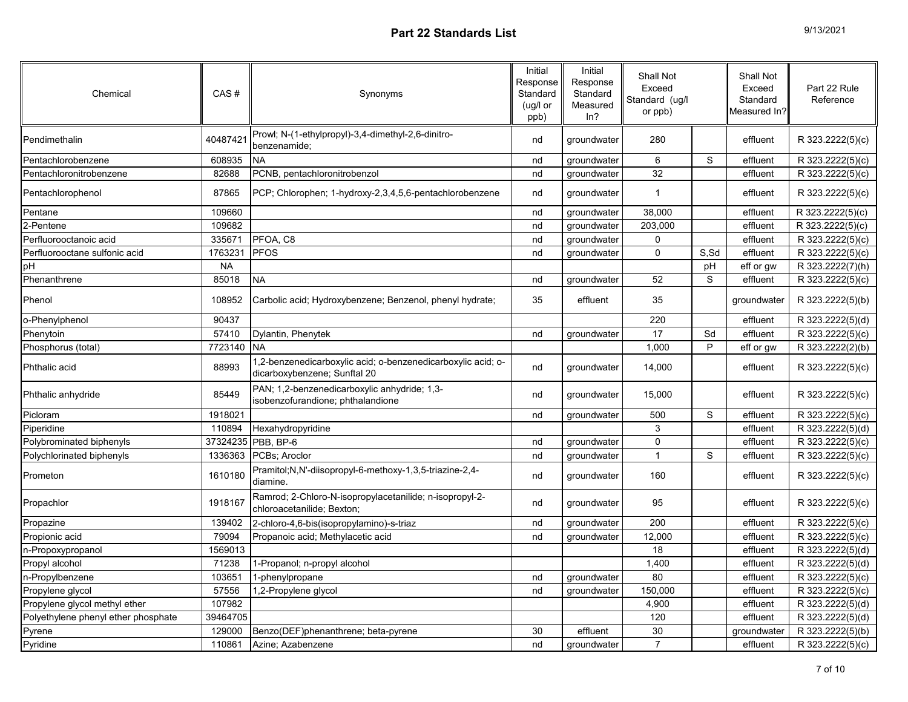## Part 22 Standards List

9/13/2021

| Chemical | CAS # | Synonyms | Initial Response Standard (ug/l or ppb) | Initial Response Standard Measured In? | Shall Not Exceed Standard (ug/l or ppb) | | Shall Not Exceed Standard Measured In? | Part 22 Rule Reference |
|---|---|---|---|---|---|---|---|---|
| Pendimethalin | 40487421 | Prowl; N-(1-ethylpropyl)-3,4-dimethyl-2,6-dinitro-benzenamide; | nd | groundwater | 280 | | effluent | R 323.2222(5)(c) |
| Pentachlorobenzene | 608935 | NA | nd | groundwater | 6 | S | effluent | R 323.2222(5)(c) |
| Pentachloronitrobenzene | 82688 | PCNB, pentachloronitrobenzol | nd | groundwater | 32 | | effluent | R 323.2222(5)(c) |
| Pentachlorophenol | 87865 | PCP; Chlorophen; 1-hydroxy-2,3,4,5,6-pentachlorobenzene | nd | groundwater | 1 | | effluent | R 323.2222(5)(c) |
| Pentane | 109660 | | nd | groundwater | 38,000 | | effluent | R 323.2222(5)(c) |
| 2-Pentene | 109682 | | nd | groundwater | 203,000 | | effluent | R 323.2222(5)(c) |
| Perfluorooctanoic acid | 335671 | PFOA, C8 | nd | groundwater | 0 | | effluent | R 323.2222(5)(c) |
| Perfluorooctane sulfonic acid | 1763231 | PFOS | nd | groundwater | 0 | S,Sd | effluent | R 323.2222(5)(c) |
| pH | NA | | | | | pH | eff or gw | R 323.2222(7)(h) |
| Phenanthrene | 85018 | NA | nd | groundwater | 52 | S | effluent | R 323.2222(5)(c) |
| Phenol | 108952 | Carbolic acid; Hydroxybenzene; Benzenol, phenyl hydrate; | 35 | effluent | 35 | | groundwater | R 323.2222(5)(b) |
| o-Phenylphenol | 90437 | | | | 220 | | effluent | R 323.2222(5)(d) |
| Phenytoin | 57410 | Dylantin, Phenytek | nd | groundwater | 17 | Sd | effluent | R 323.2222(5)(c) |
| Phosphorus (total) | 7723140 | NA | | | 1,000 | P | eff or gw | R 323.2222(2)(b) |
| Phthalic acid | 88993 | 1,2-benzenedicarboxylic acid; o-benzenedicarboxylic acid; o-dicarboxybenzene; Sunftal 20 | nd | groundwater | 14,000 | | effluent | R 323.2222(5)(c) |
| Phthalic anhydride | 85449 | PAN; 1,2-benzenedicarboxylic anhydride; 1,3-isobenzofurandione; phthalandione | nd | groundwater | 15,000 | | effluent | R 323.2222(5)(c) |
| Picloram | 1918021 | | nd | groundwater | 500 | S | effluent | R 323.2222(5)(c) |
| Piperidine | 110894 | Hexahydropyridine | | | 3 | | effluent | R 323.2222(5)(d) |
| Polybrominated biphenyls | 37324235 | PBB, BP-6 | nd | groundwater | 0 | | effluent | R 323.2222(5)(c) |
| Polychlorinated biphenyls | 1336363 | PCBs; Aroclor | nd | groundwater | 1 | S | effluent | R 323.2222(5)(c) |
| Prometon | 1610180 | Pramitol;N,N'-diisopropyl-6-methoxy-1,3,5-triazine-2,4-diamine. | nd | groundwater | 160 | | effluent | R 323.2222(5)(c) |
| Propachlor | 1918167 | Ramrod; 2-Chloro-N-isopropylacetanilide; n-isopropyl-2-chloroacetanilide; Bexton; | nd | groundwater | 95 | | effluent | R 323.2222(5)(c) |
| Propazine | 139402 | 2-chloro-4,6-bis(isopropylamino)-s-triaz | nd | groundwater | 200 | | effluent | R 323.2222(5)(c) |
| Propionic acid | 79094 | Propanoic acid; Methylacetic acid | nd | groundwater | 12,000 | | effluent | R 323.2222(5)(c) |
| n-Propoxypropanol | 1569013 | | | | 18 | | effluent | R 323.2222(5)(d) |
| Propyl alcohol | 71238 | 1-Propanol; n-propyl alcohol | | | 1,400 | | effluent | R 323.2222(5)(d) |
| n-Propylbenzene | 103651 | 1-phenylpropane | nd | groundwater | 80 | | effluent | R 323.2222(5)(c) |
| Propylene glycol | 57556 | 1,2-Propylene glycol | nd | groundwater | 150,000 | | effluent | R 323.2222(5)(c) |
| Propylene glycol methyl ether | 107982 | | | | 4,900 | | effluent | R 323.2222(5)(d) |
| Polyethylene phenyl ether phosphate | 39464705 | | | | 120 | | effluent | R 323.2222(5)(d) |
| Pyrene | 129000 | Benzo(DEF)phenanthrene; beta-pyrene | 30 | effluent | 30 | | groundwater | R 323.2222(5)(b) |
| Pyridine | 110861 | Azine; Azabenzene | nd | groundwater | 7 | | effluent | R 323.2222(5)(c) |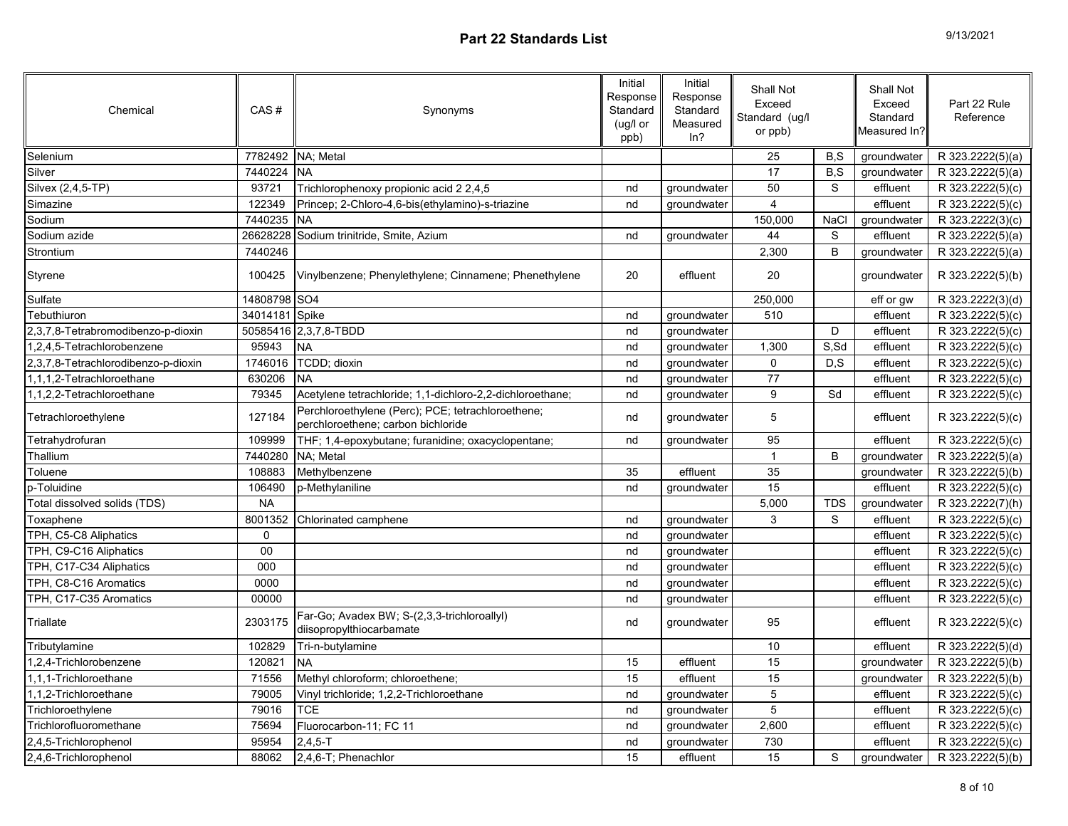# Part 22 Standards List

9/13/2021

| Chemical | CAS # | Synonyms | Initial Response Standard (ug/l or ppb) | Initial Response Standard Measured In? | Shall Not Exceed Standard (ug/l or ppb) | | Shall Not Exceed Standard Measured In? | Part 22 Rule Reference |
|---|---|---|---|---|---|---|---|---|
| Selenium | 7782492 | NA; Metal | | | 25 | B,S | groundwater | R 323.2222(5)(a) |
| Silver | 7440224 | NA | | | 17 | B,S | groundwater | R 323.2222(5)(a) |
| Silvex (2,4,5-TP) | 93721 | Trichlorophenoxy propionic acid 2 2,4,5 | nd | groundwater | 50 | S | effluent | R 323.2222(5)(c) |
| Simazine | 122349 | Princep; 2-Chloro-4,6-bis(ethylamino)-s-triazine | nd | groundwater | 4 | | effluent | R 323.2222(5)(c) |
| Sodium | 7440235 | NA | | | 150,000 | NaCl | groundwater | R 323.2222(3)(c) |
| Sodium azide | 26628228 | Sodium trinitride, Smite, Azium | nd | groundwater | 44 | S | effluent | R 323.2222(5)(a) |
| Strontium | 7440246 | | | | 2,300 | B | groundwater | R 323.2222(5)(a) |
| Styrene | 100425 | Vinylbenzene; Phenylethylene; Cinnamene; Phenethylene | 20 | effluent | 20 | | groundwater | R 323.2222(5)(b) |
| Sulfate | 14808798 | SO4 | | | 250,000 | | eff or gw | R 323.2222(3)(d) |
| Tebuthiuron | 34014181 | Spike | nd | groundwater | 510 | | effluent | R 323.2222(5)(c) |
| 2,3,7,8-Tetrabromodibenzo-p-dioxin | 50585416 | 2,3,7,8-TBDD | nd | groundwater | | D | effluent | R 323.2222(5)(c) |
| 1,2,4,5-Tetrachlorobenzene | 95943 | NA | nd | groundwater | 1,300 | S,Sd | effluent | R 323.2222(5)(c) |
| 2,3,7,8-Tetrachlorodibenzo-p-dioxin | 1746016 | TCDD; dioxin | nd | groundwater | 0 | D,S | effluent | R 323.2222(5)(c) |
| 1,1,1,2-Tetrachloroethane | 630206 | NA | nd | groundwater | 77 | | effluent | R 323.2222(5)(c) |
| 1,1,2,2-Tetrachloroethane | 79345 | Acetylene tetrachloride; 1,1-dichloro-2,2-dichloroethane; | nd | groundwater | 9 | Sd | effluent | R 323.2222(5)(c) |
| Tetrachloroethylene | 127184 | Perchloroethylene (Perc); PCE; tetrachloroethene; perchloroethene; carbon bichloride | nd | groundwater | 5 | | effluent | R 323.2222(5)(c) |
| Tetrahydrofuran | 109999 | THF; 1,4-epoxybutane; furanidine; oxacyclopentane; | nd | groundwater | 95 | | effluent | R 323.2222(5)(c) |
| Thallium | 7440280 | NA; Metal | | | 1 | B | groundwater | R 323.2222(5)(a) |
| Toluene | 108883 | Methylbenzene | 35 | effluent | 35 | | groundwater | R 323.2222(5)(b) |
| p-Toluidine | 106490 | p-Methylaniline | nd | groundwater | 15 | | effluent | R 323.2222(5)(c) |
| Total dissolved solids (TDS) | NA | | | | 5,000 | TDS | groundwater | R 323.2222(7)(h) |
| Toxaphene | 8001352 | Chlorinated camphene | nd | groundwater | 3 | S | effluent | R 323.2222(5)(c) |
| TPH, C5-C8 Aliphatics | 0 | | nd | groundwater | | | effluent | R 323.2222(5)(c) |
| TPH, C9-C16 Aliphatics | 00 | | nd | groundwater | | | effluent | R 323.2222(5)(c) |
| TPH, C17-C34 Aliphatics | 000 | | nd | groundwater | | | effluent | R 323.2222(5)(c) |
| TPH, C8-C16 Aromatics | 0000 | | nd | groundwater | | | effluent | R 323.2222(5)(c) |
| TPH, C17-C35 Aromatics | 00000 | | nd | groundwater | | | effluent | R 323.2222(5)(c) |
| Triallate | 2303175 | Far-Go; Avadex BW; S-(2,3,3-trichloroallyl) diisopropylthiocarbamate | nd | groundwater | 95 | | effluent | R 323.2222(5)(c) |
| Tributylamine | 102829 | Tri-n-butylamine | | | 10 | | effluent | R 323.2222(5)(d) |
| 1,2,4-Trichlorobenzene | 120821 | NA | 15 | effluent | 15 | | groundwater | R 323.2222(5)(b) |
| 1,1,1-Trichloroethane | 71556 | Methyl chloroform; chloroethene; | 15 | effluent | 15 | | groundwater | R 323.2222(5)(b) |
| 1,1,2-Trichloroethane | 79005 | Vinyl trichloride; 1,2,2-Trichloroethane | nd | groundwater | 5 | | effluent | R 323.2222(5)(c) |
| Trichloroethylene | 79016 | TCE | nd | groundwater | 5 | | effluent | R 323.2222(5)(c) |
| Trichlorofluoromethane | 75694 | Fluorocarbon-11; FC 11 | nd | groundwater | 2,600 | | effluent | R 323.2222(5)(c) |
| 2,4,5-Trichlorophenol | 95954 | 2,4,5-T | nd | groundwater | 730 | | effluent | R 323.2222(5)(c) |
| 2,4,6-Trichlorophenol | 88062 | 2,4,6-T; Phenachlor | 15 | effluent | 15 | S | groundwater | R 323.2222(5)(b) |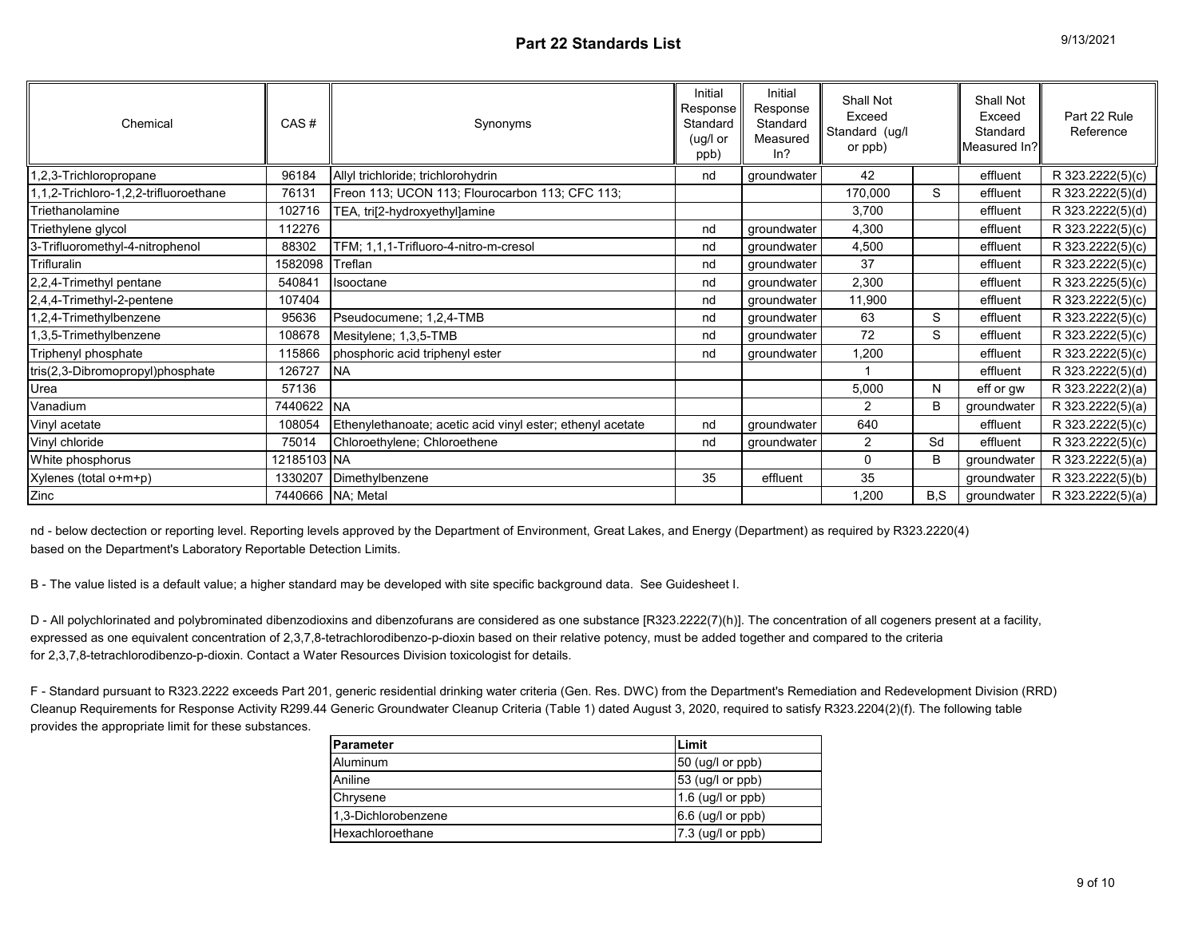# Part 22 Standards List

9/13/2021

| Chemical | CAS # | Synonyms | Initial Response Standard (ug/l or ppb) | Initial Response Standard Measured In? | Shall Not Exceed Standard (ug/l or ppb) | | Shall Not Exceed Standard Measured In? | Part 22 Rule Reference |
|---|---|---|---|---|---|---|---|---|
| 1,2,3-Trichloropropane | 96184 | Allyl trichloride; trichlorohydrin | nd | groundwater | 42 | | effluent | R 323.2222(5)(c) |
| 1,1,2-Trichloro-1,2,2-trifluoroethane | 76131 | Freon 113; UCON 113; Flourocarbon 113; CFC 113; | | | 170,000 | S | effluent | R 323.2222(5)(d) |
| Triethanolamine | 102716 | TEA, tri[2-hydroxyethyl]amine | | | 3,700 | | effluent | R 323.2222(5)(d) |
| Triethylene glycol | 112276 | | nd | groundwater | 4,300 | | effluent | R 323.2222(5)(c) |
| 3-Trifluoromethyl-4-nitrophenol | 88302 | TFM; 1,1,1-Trifluoro-4-nitro-m-cresol | nd | groundwater | 4,500 | | effluent | R 323.2222(5)(c) |
| Trifluralin | 1582098 | Treflan | nd | groundwater | 37 | | effluent | R 323.2222(5)(c) |
| 2,2,4-Trimethyl pentane | 540841 | Isooctane | nd | groundwater | 2,300 | | effluent | R 323.2225(5)(c) |
| 2,4,4-Trimethyl-2-pentene | 107404 | | nd | groundwater | 11,900 | | effluent | R 323.2222(5)(c) |
| 1,2,4-Trimethylbenzene | 95636 | Pseudocumene; 1,2,4-TMB | nd | groundwater | 63 | S | effluent | R 323.2222(5)(c) |
| 1,3,5-Trimethylbenzene | 108678 | Mesitylene; 1,3,5-TMB | nd | groundwater | 72 | S | effluent | R 323.2222(5)(c) |
| Triphenyl phosphate | 115866 | phosphoric acid triphenyl ester | nd | groundwater | 1,200 | | effluent | R 323.2222(5)(c) |
| tris(2,3-Dibromopropyl)phosphate | 126727 | NA | | | 1 | | effluent | R 323.2222(5)(d) |
| Urea | 57136 | | | | 5,000 | N | eff or gw | R 323.2222(2)(a) |
| Vanadium | 7440622 | NA | | | 2 | B | groundwater | R 323.2222(5)(a) |
| Vinyl acetate | 108054 | Ethenylethanoate; acetic acid vinyl ester; ethenyl acetate | nd | groundwater | 640 | | effluent | R 323.2222(5)(c) |
| Vinyl chloride | 75014 | Chloroethylene; Chloroethene | nd | groundwater | 2 | Sd | effluent | R 323.2222(5)(c) |
| White phosphorus | 12185103 | NA | | | 0 | B | groundwater | R 323.2222(5)(a) |
| Xylenes (total o+m+p) | 1330207 | Dimethylbenzene | 35 | effluent | 35 | | groundwater | R 323.2222(5)(b) |
| Zinc | 7440666 | NA; Metal | | | 1,200 | B,S | groundwater | R 323.2222(5)(a) |

nd - below dectection or reporting level. Reporting levels approved by the Department of Environment, Great Lakes, and Energy (Department) as required by R323.2220(4) based on the Department's Laboratory Reportable Detection Limits.

B - The value listed is a default value; a higher standard may be developed with site specific background data. See Guidesheet I.

D - All polychlorinated and polybrominated dibenzodioxins and dibenzofurans are considered as one substance [R323.2222(7)(h)]. The concentration of all cogeners present at a facility, expressed as one equivalent concentration of 2,3,7,8-tetrachlorodibenzo-p-dioxin based on their relative potency, must be added together and compared to the criteria for 2,3,7,8-tetrachlorodibenzo-p-dioxin. Contact a Water Resources Division toxicologist for details.

F - Standard pursuant to R323.2222 exceeds Part 201, generic residential drinking water criteria (Gen. Res. DWC) from the Department's Remediation and Redevelopment Division (RRD) Cleanup Requirements for Response Activity R299.44 Generic Groundwater Cleanup Criteria (Table 1) dated August 3, 2020, required to satisfy R323.2204(2)(f). The following table provides the appropriate limit for these substances.

| Parameter | Limit |
|---|---|
| Aluminum | 50 (ug/l or ppb) |
| Aniline | 53 (ug/l or ppb) |
| Chrysene | 1.6 (ug/l or ppb) |
| 1,3-Dichlorobenzene | 6.6 (ug/l or ppb) |
| Hexachloroethane | 7.3 (ug/l or ppb) |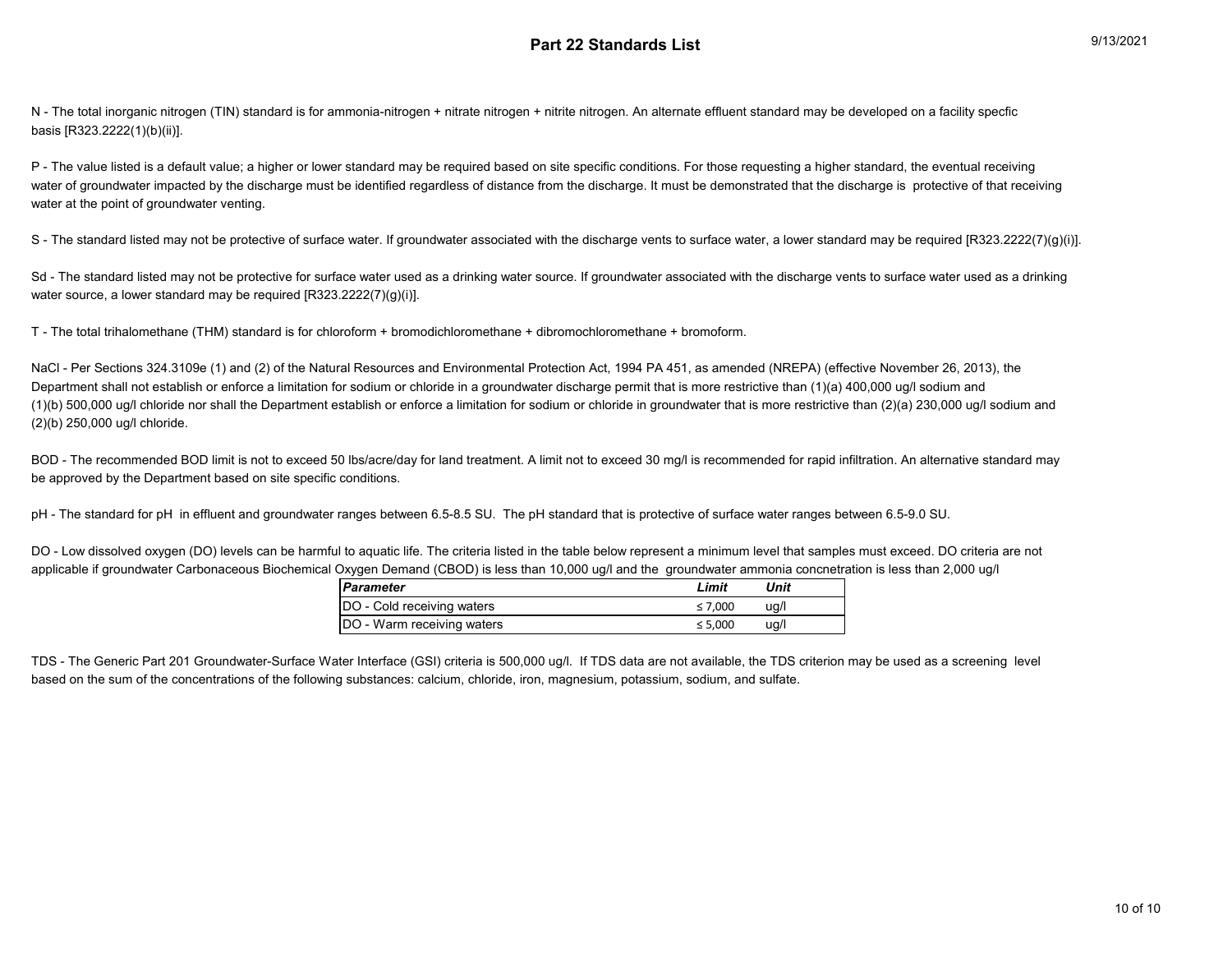# Part 22 Standards List

9/13/2021

N - The total inorganic nitrogen (TIN) standard is for ammonia-nitrogen + nitrate nitrogen + nitrite nitrogen. An alternate effluent standard may be developed on a facility specfic basis [R323.2222(1)(b)(ii)].

P - The value listed is a default value; a higher or lower standard may be required based on site specific conditions. For those requesting a higher standard, the eventual receiving water of groundwater impacted by the discharge must be identified regardless of distance from the discharge. It must be demonstrated that the discharge is protective of that receiving water at the point of groundwater venting.

S - The standard listed may not be protective of surface water. If groundwater associated with the discharge vents to surface water, a lower standard may be required [R323.2222(7)(g)(i)].

Sd - The standard listed may not be protective for surface water used as a drinking water source. If groundwater associated with the discharge vents to surface water used as a drinking water source, a lower standard may be required [R323.2222(7)(g)(i)].

T - The total trihalomethane (THM) standard is for chloroform + bromodichloromethane + dibromochloromethane + bromoform.

NaCl - Per Sections 324.3109e (1) and (2) of the Natural Resources and Environmental Protection Act, 1994 PA 451, as amended (NREPA) (effective November 26, 2013), the Department shall not establish or enforce a limitation for sodium or chloride in a groundwater discharge permit that is more restrictive than (1)(a) 400,000 ug/l sodium and (1)(b) 500,000 ug/l chloride nor shall the Department establish or enforce a limitation for sodium or chloride in groundwater that is more restrictive than (2)(a) 230,000 ug/l sodium and (2)(b) 250,000 ug/l chloride.

BOD - The recommended BOD limit is not to exceed 50 lbs/acre/day for land treatment. A limit not to exceed 30 mg/l is recommended for rapid infiltration. An alternative standard may be approved by the Department based on site specific conditions.

pH - The standard for pH in effluent and groundwater ranges between 6.5-8.5 SU. The pH standard that is protective of surface water ranges between 6.5-9.0 SU.

DO - Low dissolved oxygen (DO) levels can be harmful to aquatic life. The criteria listed in the table below represent a minimum level that samples must exceed. DO criteria are not applicable if groundwater Carbonaceous Biochemical Oxygen Demand (CBOD) is less than 10,000 ug/l and the groundwater ammonia concnetration is less than 2,000 ug/l

| *Parameter* | *Limit* | *Unit* |
|---|---|---|
| DO - Cold receiving waters | ≤ 7,000 | ug/l |
| DO - Warm receiving waters | ≤ 5,000 | ug/l |

TDS - The Generic Part 201 Groundwater-Surface Water Interface (GSI) criteria is 500,000 ug/l. If TDS data are not available, the TDS criterion may be used as a screening level based on the sum of the concentrations of the following substances: calcium, chloride, iron, magnesium, potassium, sodium, and sulfate.